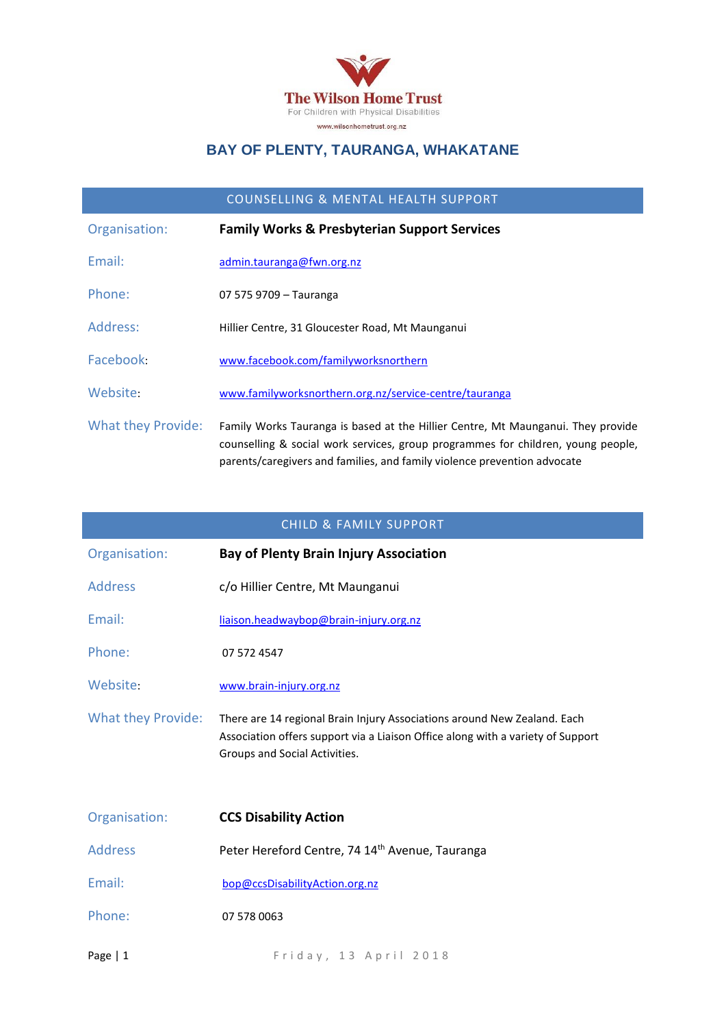The Wilson Home Trust
For Children with Physical Disabilities
www.wilsonhometrust.org.nz

# BAY OF PLENTY, TAURANGA, WHAKATANE

## COUNSELLING & MENTAL HEALTH SUPPORT

| | |
|---|---|
| Organisation: | **Family Works & Presbyterian Support Services** |
| Email: | admin.tauranga@fwn.org.nz |
| Phone: | 07 575 9709 – Tauranga |
| Address: | Hillier Centre, 31 Gloucester Road, Mt Maunganui |
| Facebook: | www.facebook.com/familyworksnorthern |
| Website: | www.familyworksnorthern.org.nz/service-centre/tauranga |
| What they Provide: | Family Works Tauranga is based at the Hillier Centre, Mt Maunganui. They provide counselling & social work services, group programmes for children, young people, parents/caregivers and families, and family violence prevention advocate |

## CHILD & FAMILY SUPPORT

| | |
|---|---|
| Organisation: | **Bay of Plenty Brain Injury Association** |
| Address | c/o Hillier Centre, Mt Maunganui |
| Email: | liaison.headwaybop@brain-injury.org.nz |
| Phone: | 07 572 4547 |
| Website: | www.brain-injury.org.nz |
| What they Provide: | There are 14 regional Brain Injury Associations around New Zealand. Each Association offers support via a Liaison Office along with a variety of Support Groups and Social Activities. |

| | |
|---|---|
| Organisation: | **CCS Disability Action** |
| Address | Peter Hereford Centre, 74 14th Avenue, Tauranga |
| Email: | bop@ccsDisabilityAction.org.nz |
| Phone: | 07 578 0063 |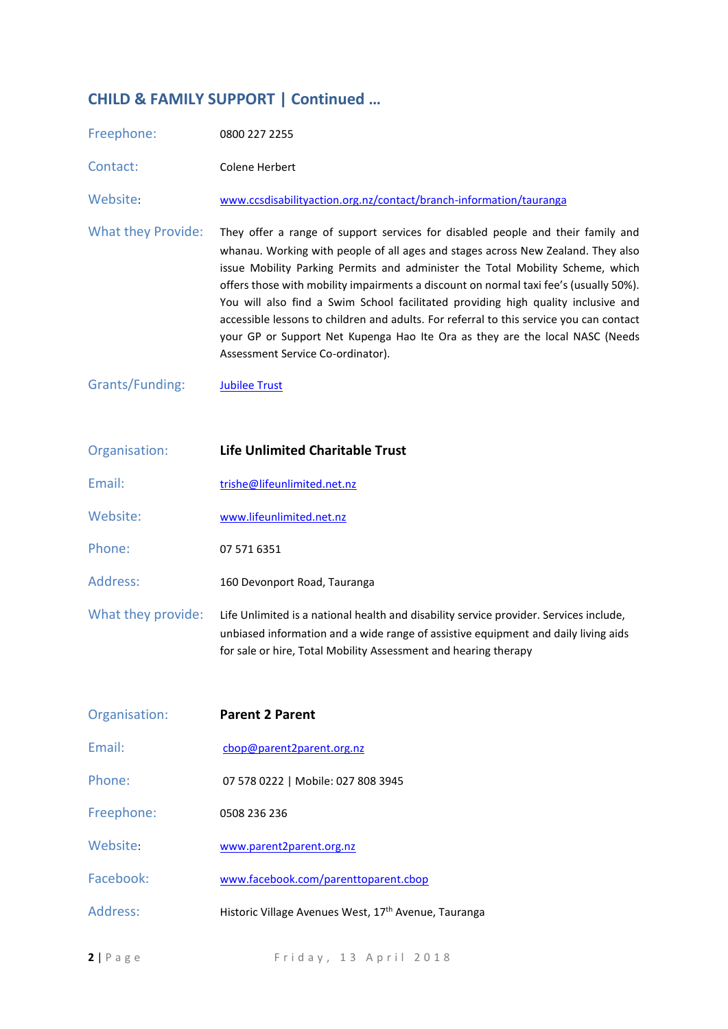## CHILD & FAMILY SUPPORT | Continued …

| | |
|---|---|
| Freephone: | 0800 227 2255 |
| Contact: | Colene Herbert |
| Website: | www.ccsdisabilityaction.org.nz/contact/branch-information/tauranga |
| What they Provide: | They offer a range of support services for disabled people and their family and whanau. Working with people of all ages and stages across New Zealand. They also issue Mobility Parking Permits and administer the Total Mobility Scheme, which offers those with mobility impairments a discount on normal taxi fee's (usually 50%). You will also find a Swim School facilitated providing high quality inclusive and accessible lessons to children and adults. For referral to this service you can contact your GP or Support Net Kupenga Hao Ite Ora as they are the local NASC (Needs Assessment Service Co-ordinator). |
| Grants/Funding: | Jubilee Trust |

| | |
|---|---|
| Organisation: | **Life Unlimited Charitable Trust** |
| Email: | trishe@lifeunlimited.net.nz |
| Website: | www.lifeunlimited.net.nz |
| Phone: | 07 571 6351 |
| Address: | 160 Devonport Road, Tauranga |
| What they provide: | Life Unlimited is a national health and disability service provider. Services include, unbiased information and a wide range of assistive equipment and daily living aids for sale or hire, Total Mobility Assessment and hearing therapy |

| | |
|---|---|
| Organisation: | **Parent 2 Parent** |
| Email: | cbop@parent2parent.org.nz |
| Phone: | 07 578 0222 \| Mobile: 027 808 3945 |
| Freephone: | 0508 236 236 |
| Website: | www.parent2parent.org.nz |
| Facebook: | www.facebook.com/parenttoparent.cbop |
| Address: | Historic Village Avenues West, 17th Avenue, Tauranga |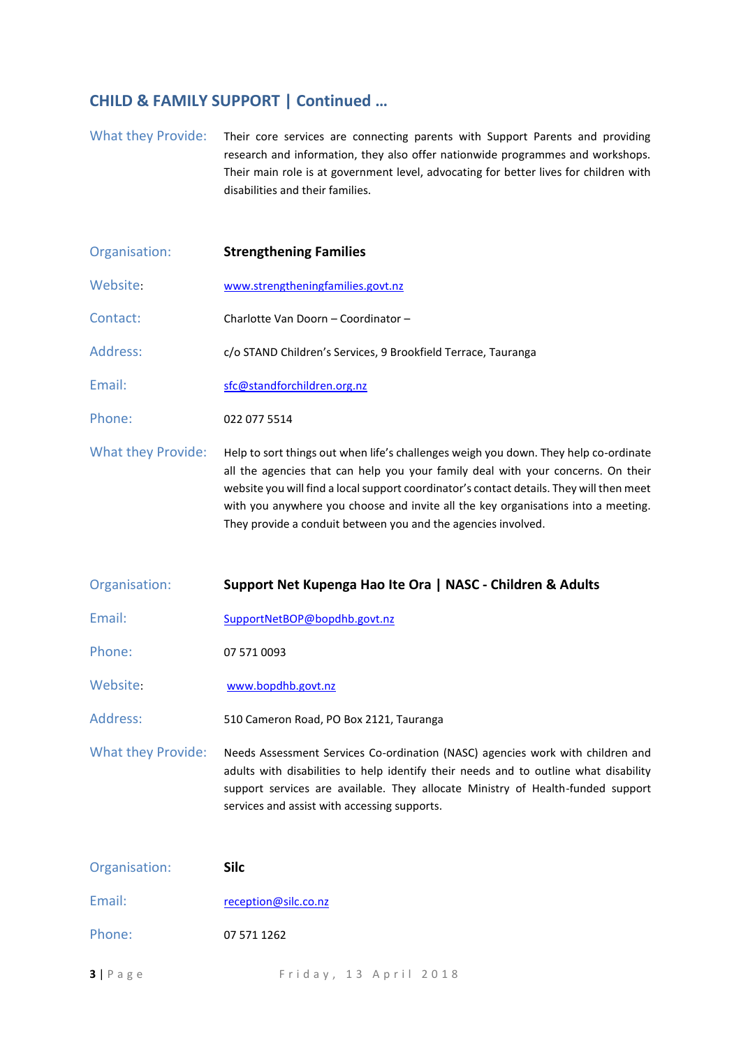## CHILD & FAMILY SUPPORT | Continued …

| | |
|---|---|
| What they Provide: | Their core services are connecting parents with Support Parents and providing research and information, they also offer nationwide programmes and workshops. Their main role is at government level, advocating for better lives for children with disabilities and their families. |

| | |
|---|---|
| Organisation: | **Strengthening Families** |
| Website: | www.strengtheningfamilies.govt.nz |
| Contact: | Charlotte Van Doorn – Coordinator – |
| Address: | c/o STAND Children's Services, 9 Brookfield Terrace, Tauranga |
| Email: | sfc@standforchildren.org.nz |
| Phone: | 022 077 5514 |
| What they Provide: | Help to sort things out when life's challenges weigh you down. They help co-ordinate all the agencies that can help you your family deal with your concerns. On their website you will find a local support coordinator's contact details. They will then meet with you anywhere you choose and invite all the key organisations into a meeting. They provide a conduit between you and the agencies involved. |

| | |
|---|---|
| Organisation: | **Support Net Kupenga Hao Ite Ora \| NASC - Children & Adults** |
| Email: | SupportNetBOP@bopdhb.govt.nz |
| Phone: | 07 571 0093 |
| Website: | www.bopdhb.govt.nz |
| Address: | 510 Cameron Road, PO Box 2121, Tauranga |
| What they Provide: | Needs Assessment Services Co-ordination (NASC) agencies work with children and adults with disabilities to help identify their needs and to outline what disability support services are available. They allocate Ministry of Health-funded support services and assist with accessing supports. |

| | |
|---|---|
| Organisation: | **Silc** |
| Email: | reception@silc.co.nz |
| Phone: | 07 571 1262 |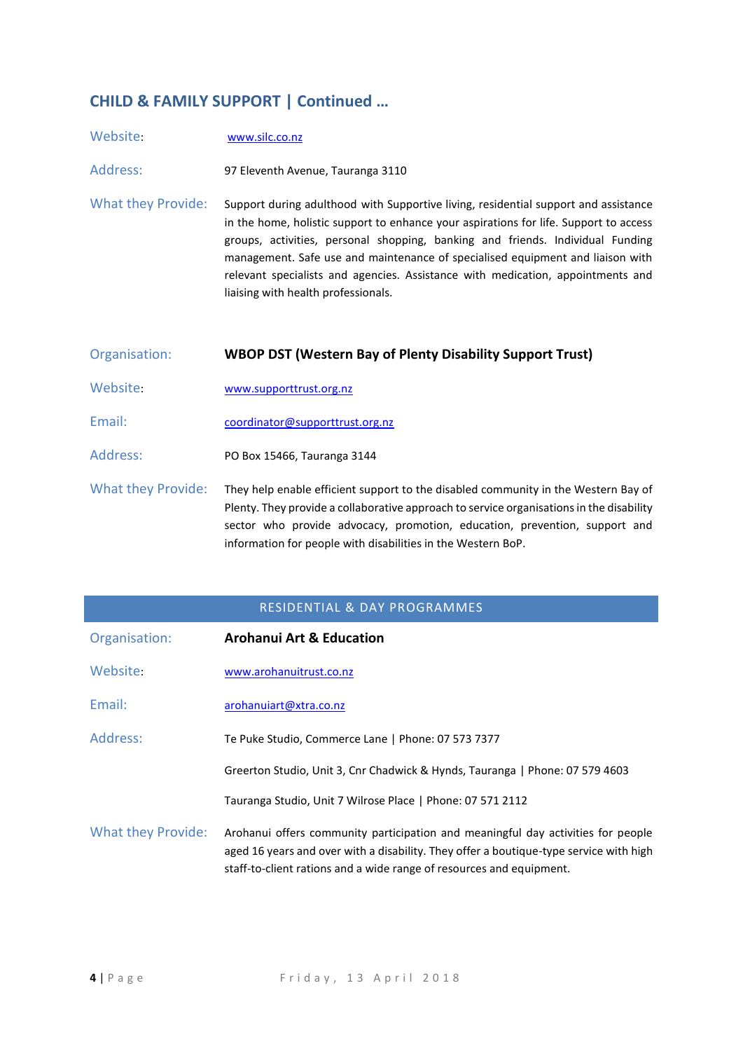## CHILD & FAMILY SUPPORT | Continued …

**Website:** www.silc.co.nz

**Address:** 97 Eleventh Avenue, Tauranga 3110

**What they Provide:** Support during adulthood with Supportive living, residential support and assistance in the home, holistic support to enhance your aspirations for life. Support to access groups, activities, personal shopping, banking and friends. Individual Funding management. Safe use and maintenance of specialised equipment and liaison with relevant specialists and agencies. Assistance with medication, appointments and liaising with health professionals.

**Organisation:** **WBOP DST (Western Bay of Plenty Disability Support Trust)**

**Website:** www.supporttrust.org.nz

**Email:** coordinator@supporttrust.org.nz

**Address:** PO Box 15466, Tauranga 3144

**What they Provide:** They help enable efficient support to the disabled community in the Western Bay of Plenty. They provide a collaborative approach to service organisations in the disability sector who provide advocacy, promotion, education, prevention, support and information for people with disabilities in the Western BoP.

## RESIDENTIAL & DAY PROGRAMMES

**Organisation:** **Arohanui Art & Education**

**Website:** www.arohanuitrust.co.nz

**Email:** arohanuiart@xtra.co.nz

**Address:**

Te Puke Studio, Commerce Lane | Phone: 07 573 7377

Greerton Studio, Unit 3, Cnr Chadwick & Hynds, Tauranga | Phone: 07 579 4603

Tauranga Studio, Unit 7 Wilrose Place | Phone: 07 571 2112

**What they Provide:** Arohanui offers community participation and meaningful day activities for people aged 16 years and over with a disability. They offer a boutique-type service with high staff-to-client rations and a wide range of resources and equipment.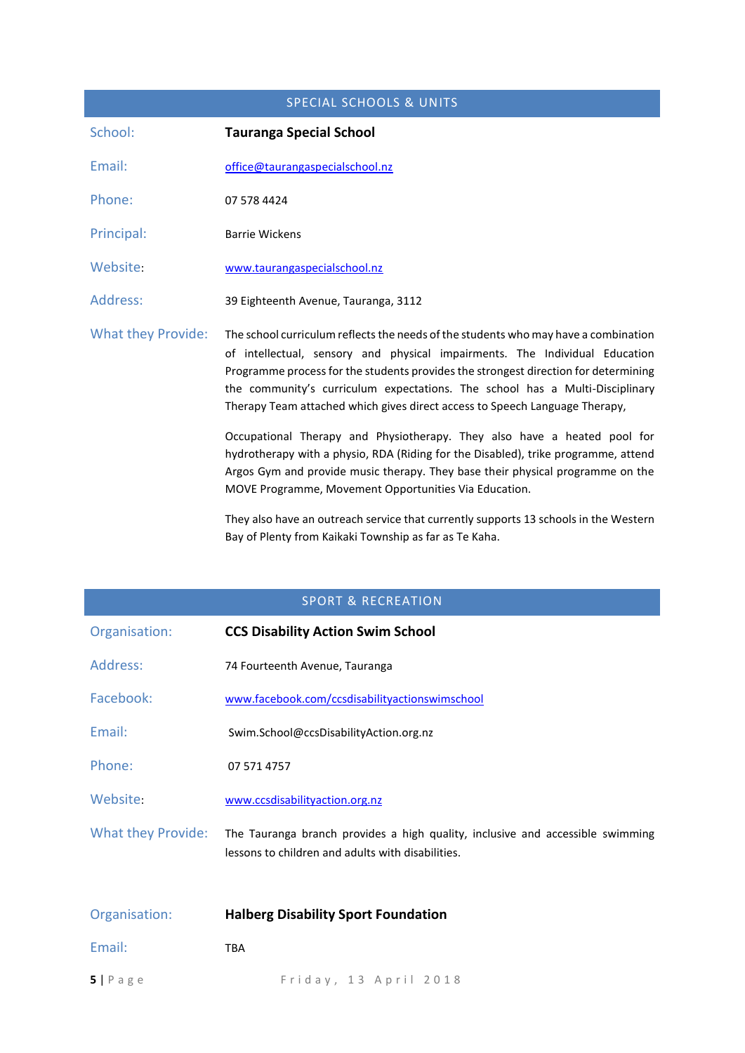## SPECIAL SCHOOLS & UNITS

| | |
|---|---|
| School: | **Tauranga Special School** |
| Email: | office@taurangaspecialschool.nz |
| Phone: | 07 578 4424 |
| Principal: | Barrie Wickens |
| Website: | www.taurangaspecialschool.nz |
| Address: | 39 Eighteenth Avenue, Tauranga, 3112 |
| What they Provide: | The school curriculum reflects the needs of the students who may have a combination of intellectual, sensory and physical impairments. The Individual Education Programme process for the students provides the strongest direction for determining the community's curriculum expectations. The school has a Multi-Disciplinary Therapy Team attached which gives direct access to Speech Language Therapy,<br><br>Occupational Therapy and Physiotherapy. They also have a heated pool for hydrotherapy with a physio, RDA (Riding for the Disabled), trike programme, attend Argos Gym and provide music therapy. They base their physical programme on the MOVE Programme, Movement Opportunities Via Education.<br><br>They also have an outreach service that currently supports 13 schools in the Western Bay of Plenty from Kaikaki Township as far as Te Kaha. |

## SPORT & RECREATION

| | |
|---|---|
| Organisation: | **CCS Disability Action Swim School** |
| Address: | 74 Fourteenth Avenue, Tauranga |
| Facebook: | www.facebook.com/ccsdisabilityactionswimschool |
| Email: | Swim.School@ccsDisabilityAction.org.nz |
| Phone: | 07 571 4757 |
| Website: | www.ccsdisabilityaction.org.nz |
| What they Provide: | The Tauranga branch provides a high quality, inclusive and accessible swimming lessons to children and adults with disabilities. |

| | |
|---|---|
| Organisation: | **Halberg Disability Sport Foundation** |
| Email: | TBA |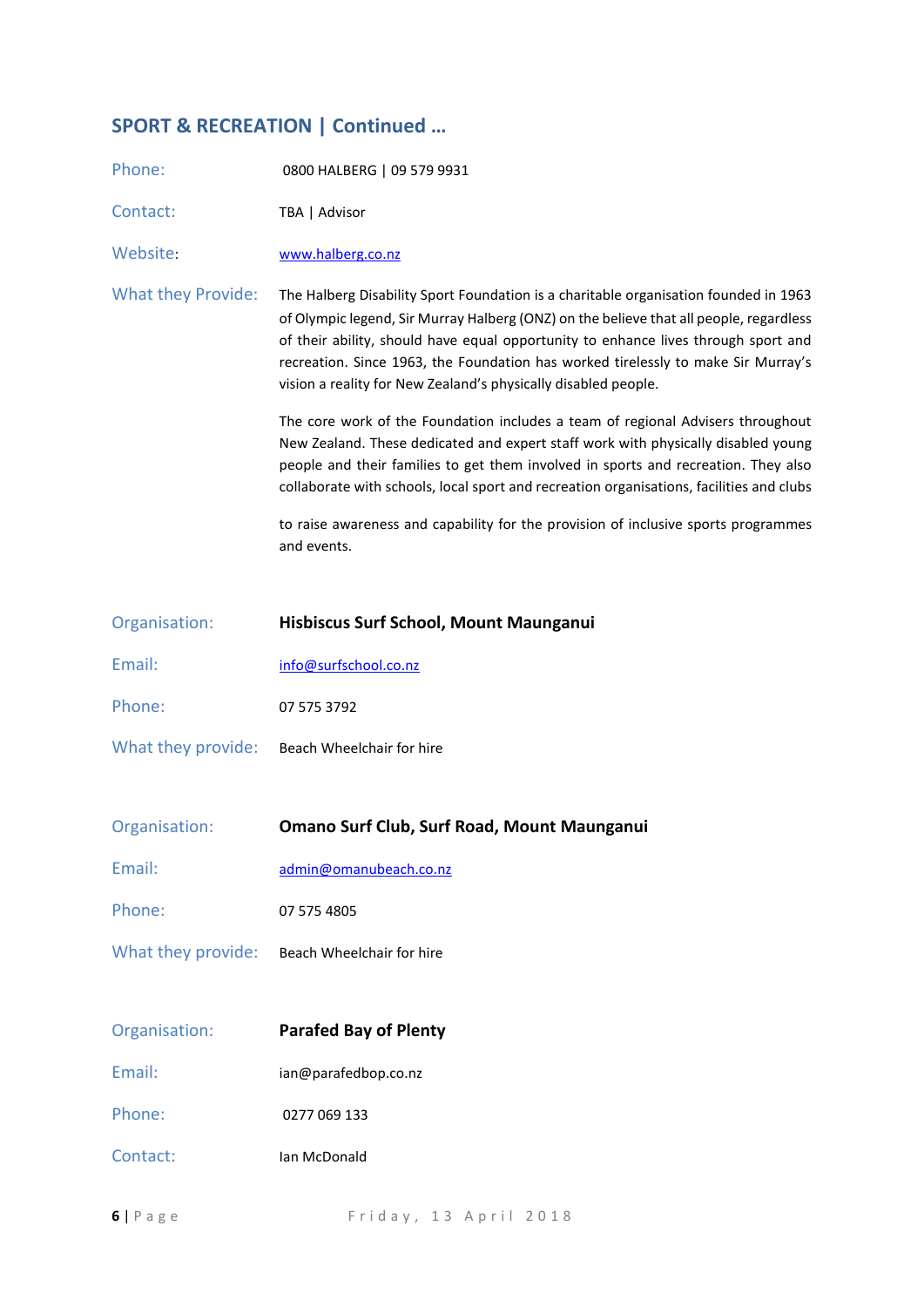## SPORT & RECREATION | Continued …

Phone: 0800 HALBERG | 09 579 9931

Contact: TBA | Advisor

Website: [www.halberg.co.nz](http://www.halberg.co.nz)

What they Provide: The Halberg Disability Sport Foundation is a charitable organisation founded in 1963 of Olympic legend, Sir Murray Halberg (ONZ) on the believe that all people, regardless of their ability, should have equal opportunity to enhance lives through sport and recreation. Since 1963, the Foundation has worked tirelessly to make Sir Murray's vision a reality for New Zealand's physically disabled people.

The core work of the Foundation includes a team of regional Advisers throughout New Zealand. These dedicated and expert staff work with physically disabled young people and their families to get them involved in sports and recreation. They also collaborate with schools, local sport and recreation organisations, facilities and clubs

to raise awareness and capability for the provision of inclusive sports programmes and events.

Organisation: **Hisbiscus Surf School, Mount Maunganui**

Email: [info@surfschool.co.nz](mailto:info@surfschool.co.nz)

Phone: 07 575 3792

What they provide: Beach Wheelchair for hire

Organisation: **Omano Surf Club, Surf Road, Mount Maunganui**

Email: [admin@omanubeach.co.nz](mailto:admin@omanubeach.co.nz)

Phone: 07 575 4805

What they provide: Beach Wheelchair for hire

Organisation: **Parafed Bay of Plenty**

Email: ian@parafedbop.co.nz

Phone: 0277 069 133

Contact: Ian McDonald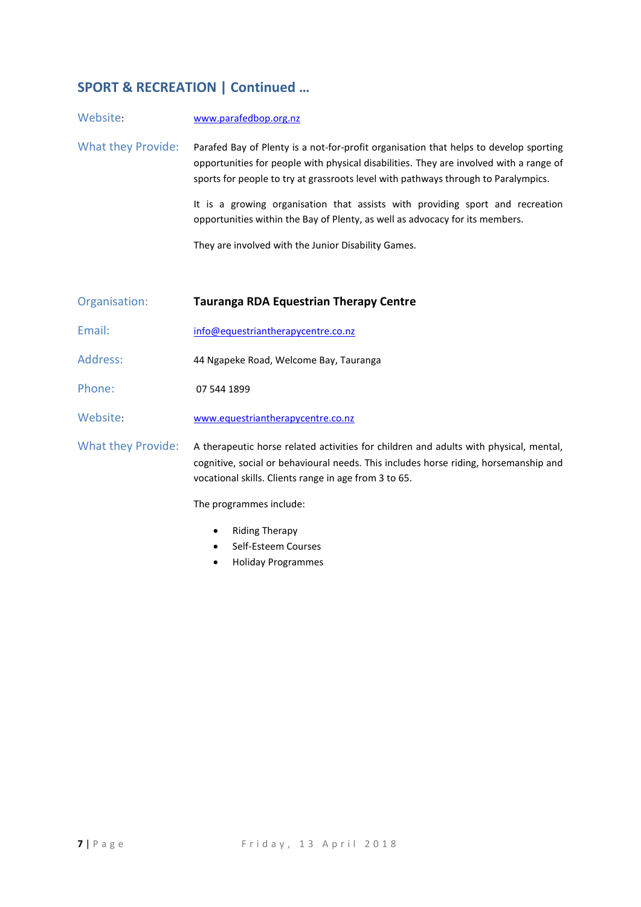## SPORT & RECREATION | Continued …

**Website:** www.parafedbop.org.nz

**What they Provide:** Parafed Bay of Plenty is a not-for-profit organisation that helps to develop sporting opportunities for people with physical disabilities. They are involved with a range of sports for people to try at grassroots level with pathways through to Paralympics.

It is a growing organisation that assists with providing sport and recreation opportunities within the Bay of Plenty, as well as advocacy for its members.

They are involved with the Junior Disability Games.

**Organisation:** **Tauranga RDA Equestrian Therapy Centre**

**Email:** info@equestriantherapycentre.co.nz

**Address:** 44 Ngapeke Road, Welcome Bay, Tauranga

**Phone:** 07 544 1899

**Website:** www.equestriantherapycentre.co.nz

**What they Provide:** A therapeutic horse related activities for children and adults with physical, mental, cognitive, social or behavioural needs. This includes horse riding, horsemanship and vocational skills. Clients range in age from 3 to 65.

The programmes include:

- Riding Therapy
- Self-Esteem Courses
- Holiday Programmes